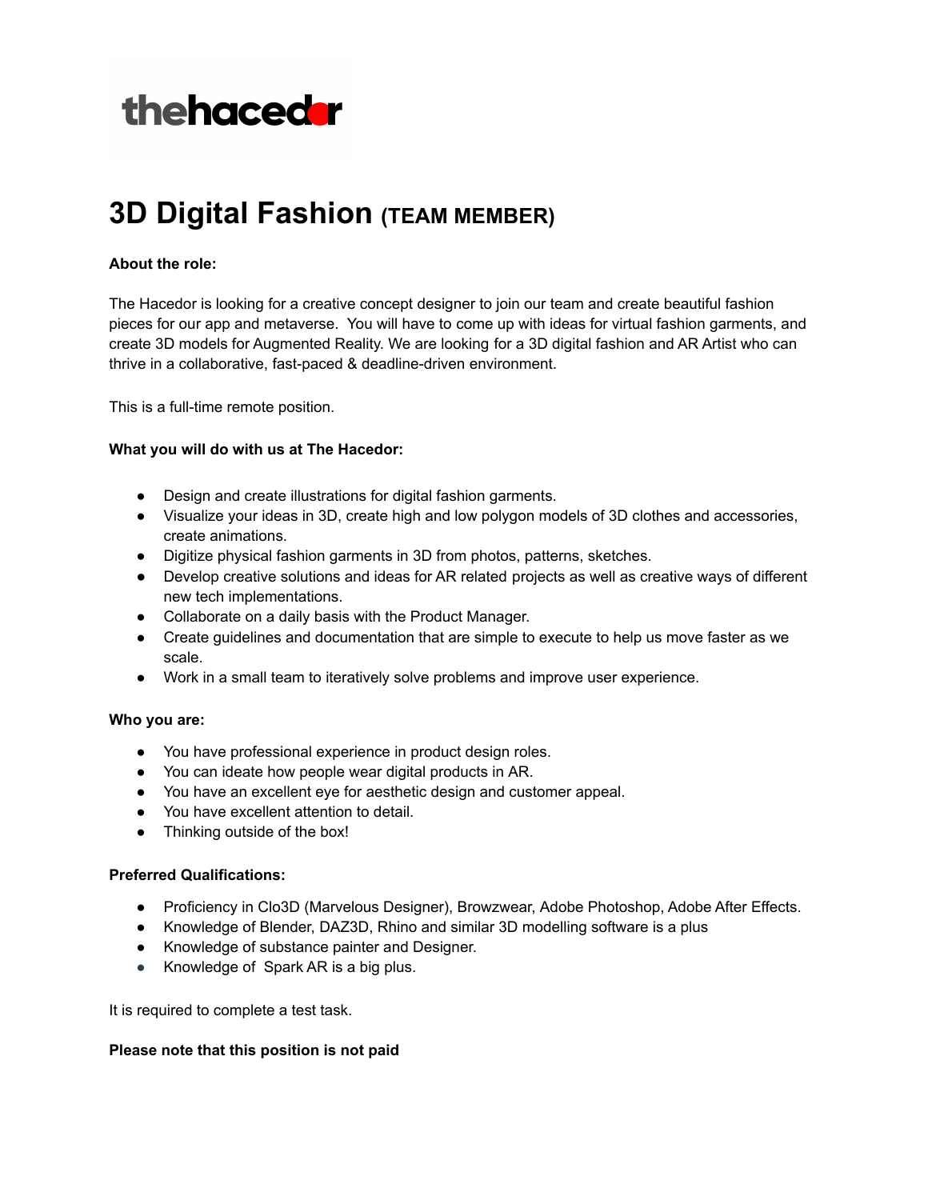thehacedor

# 3D Digital Fashion (TEAM MEMBER)

**About the role:**

The Hacedor is looking for a creative concept designer to join our team and create beautiful fashion pieces for our app and metaverse.  You will have to come up with ideas for virtual fashion garments, and create 3D models for Augmented Reality. We are looking for a 3D digital fashion and AR Artist who can thrive in a collaborative, fast-paced & deadline-driven environment.

This is a full-time remote position.

**What you will do with us at The Hacedor:**

- Design and create illustrations for digital fashion garments.
- Visualize your ideas in 3D, create high and low polygon models of 3D clothes and accessories, create animations.
- Digitize physical fashion garments in 3D from photos, patterns, sketches.
- Develop creative solutions and ideas for AR related projects as well as creative ways of different new tech implementations.
- Collaborate on a daily basis with the Product Manager.
- Create guidelines and documentation that are simple to execute to help us move faster as we scale.
- Work in a small team to iteratively solve problems and improve user experience.

**Who you are:**

- You have professional experience in product design roles.
- You can ideate how people wear digital products in AR.
- You have an excellent eye for aesthetic design and customer appeal.
- You have excellent attention to detail.
- Thinking outside of the box!

**Preferred Qualifications:**

- Proficiency in Clo3D (Marvelous Designer), Browzwear, Adobe Photoshop, Adobe After Effects.
- Knowledge of Blender, DAZ3D, Rhino and similar 3D modelling software is a plus
- Knowledge of substance painter and Designer.
- Knowledge of  Spark AR is a big plus.

It is required to complete a test task.

**Please note that this position is not paid**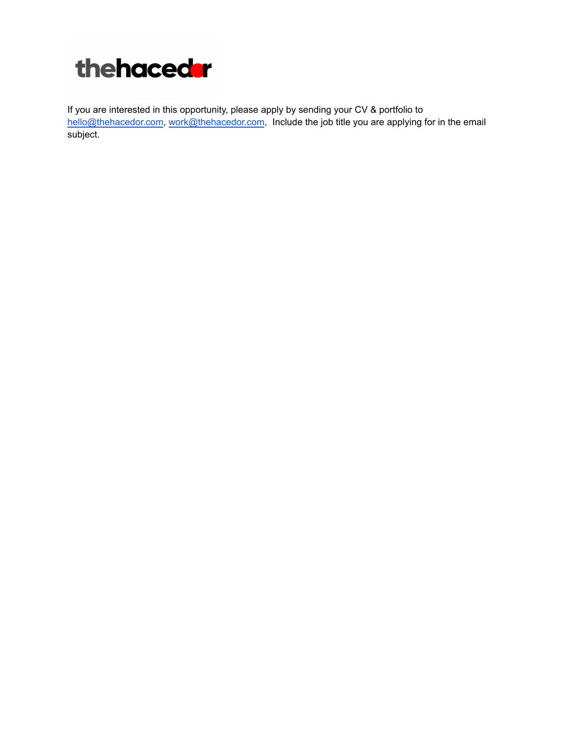If you are interested in this opportunity, please apply by sending your CV & portfolio to hello@thehacedor.com, work@thehacedor.com, Include the job title you are applying for in the email subject.